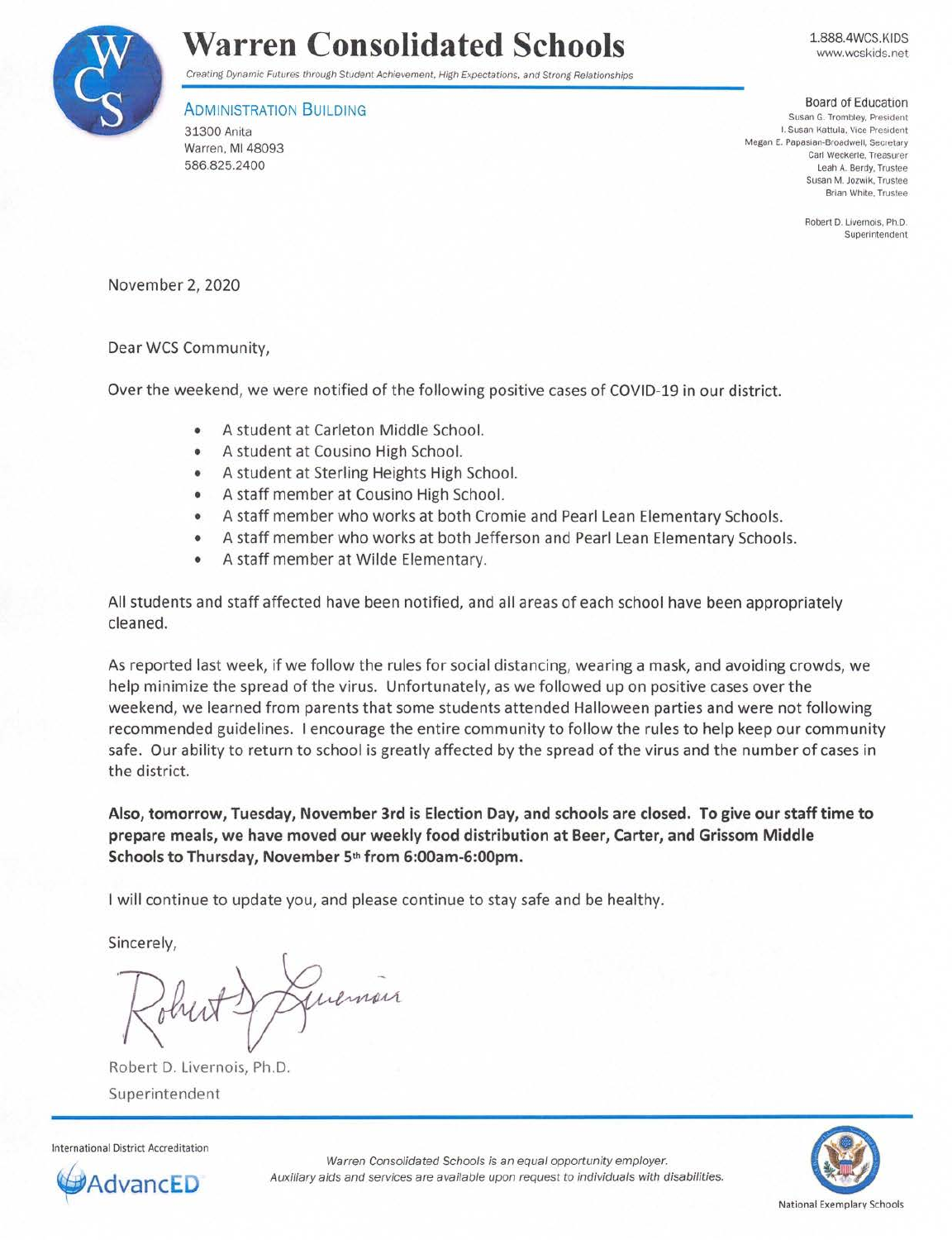# Warren Consolidated Schools

*Creating Dynamic Futures through Student Achievement, High Expectations, and Strong Relationships*

1.888.4WCS.KIDS
www.wcskids.net

**ADMINISTRATION BUILDING**
31300 Anita
Warren, MI 48093
586.825.2400

**Board of Education**
Susan G. Trombley, President
I. Susan Kattula, Vice President
Megan E. Papasian-Broadwell, Secretary
Carl Weckerle, Treasurer
Leah A. Berdy, Trustee
Susan M. Jozwik, Trustee
Brian White, Trustee

Robert D. Livernois, Ph.D.
Superintendent

November 2, 2020

Dear WCS Community,

Over the weekend, we were notified of the following positive cases of COVID-19 in our district.

- A student at Carleton Middle School.
- A student at Cousino High School.
- A student at Sterling Heights High School.
- A staff member at Cousino High School.
- A staff member who works at both Cromie and Pearl Lean Elementary Schools.
- A staff member who works at both Jefferson and Pearl Lean Elementary Schools.
- A staff member at Wilde Elementary.

All students and staff affected have been notified, and all areas of each school have been appropriately cleaned.

As reported last week, if we follow the rules for social distancing, wearing a mask, and avoiding crowds, we help minimize the spread of the virus. Unfortunately, as we followed up on positive cases over the weekend, we learned from parents that some students attended Halloween parties and were not following recommended guidelines. I encourage the entire community to follow the rules to help keep our community safe. Our ability to return to school is greatly affected by the spread of the virus and the number of cases in the district.

**Also, tomorrow, Tuesday, November 3rd is Election Day, and schools are closed. To give our staff time to prepare meals, we have moved our weekly food distribution at Beer, Carter, and Grissom Middle Schools to Thursday, November 5th from 6:00am-6:00pm.**

I will continue to update you, and please continue to stay safe and be healthy.

Sincerely,

Robert D. Livernois, Ph.D.
Superintendent

International District Accreditation
AdvancED

*Warren Consolidated Schools is an equal opportunity employer.*
*Auxiliary aids and services are available upon request to individuals with disabilities.*

National Exemplary Schools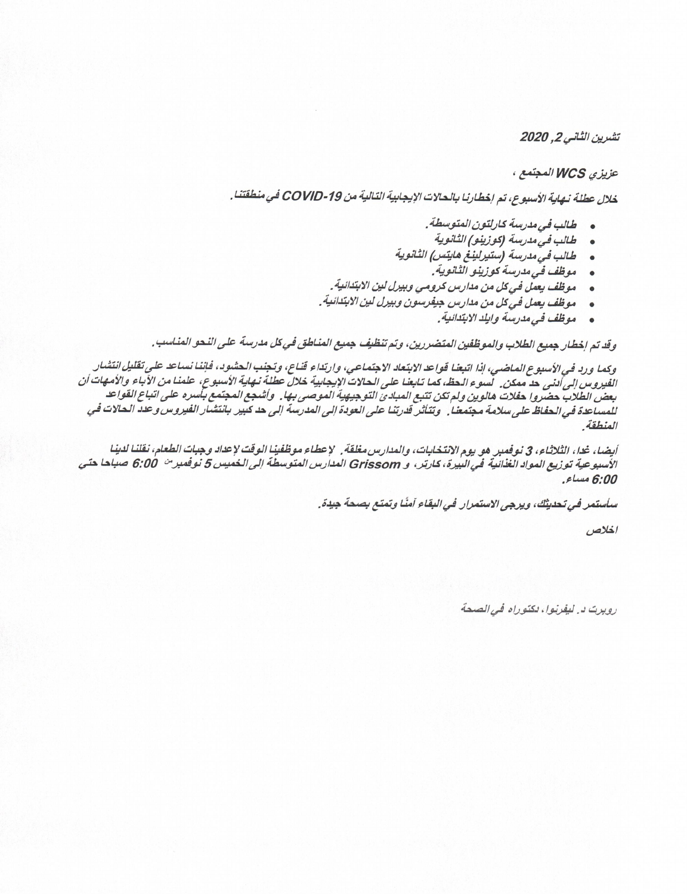تشرين الثاني 2, 2020

عزيزي WCS المجتمع ،

خلال عطلة نهاية الأسبوع، تم إخطارنا بالحالات الإيجابية التالية من COVID-19 في منطقتنا.

- طالب في مدرسة كارلتون المتوسطة.
- طالب في مدرسة (كوزينو) الثانوية
- طالب في مدرسة (ستيرلينغ هايتس) الثانوية
- موظف في مدرسة كوزينو الثانوية.
- موظف يعمل في كل من مدارس كرومي وبيرل لين الابتدائية.
- موظف يعمل في كل من مدارس جيفرسون وبيرل لين الابتدائية.
- موظف في مدرسة وايلد الابتدائية.

وقد تم إخطار جميع الطلاب والموظفين المتضررين، وتم تنظيف جميع المناطق في كل مدرسة على النحو المناسب.

وكما ورد في الأسبوع الماضي، إذا اتبعنا قواعد الابتعاد الاجتماعي، وارتداء قناع، وتجنب الحشود، فإننا نساعد على تقليل انتشار الفيروس إلى أدنى حد ممكن. لسوء الحظ، كما تابعنا على الحالات الإيجابية خلال عطلة نهاية الأسبوع، علمنا من الآباء والأمهات أن بعض الطلاب حضروا حفلات هالوين ولم تكن تتبع المبادئ التوجيهية الموصى بها. وأشجع المجتمع بأسره على اتباع القواعد للمساعدة في الحفاظ على سلامة مجتمعنا. وتتأثر قدرتنا على العودة إلى المدرسة إلى حد كبير بانتشار الفيروس وعدد الحالات في المنطقة.

أيضا، غدا، الثلاثاء، 3 نوفمبر هو يوم الانتخابات، والمدارس مغلقة. لإعطاء موظفينا الوقت لإعداد وجبات الطعام، نقلنا لدينا الأسبوعية توزيع المواد الغذائية في البيرة، كارتر، و Grissom المدارس المتوسطة إلى الخميس 5 نوفمبر من 6:00 صباحا حتى 6:00 مساء.

سأستمر في تحديثك، ويرجى الاستمرار في البقاء آمنًا وتمتع بصحة جيدة.

اخلاص

روبرت د. ليفرنوا، دكتوراه في الصحة